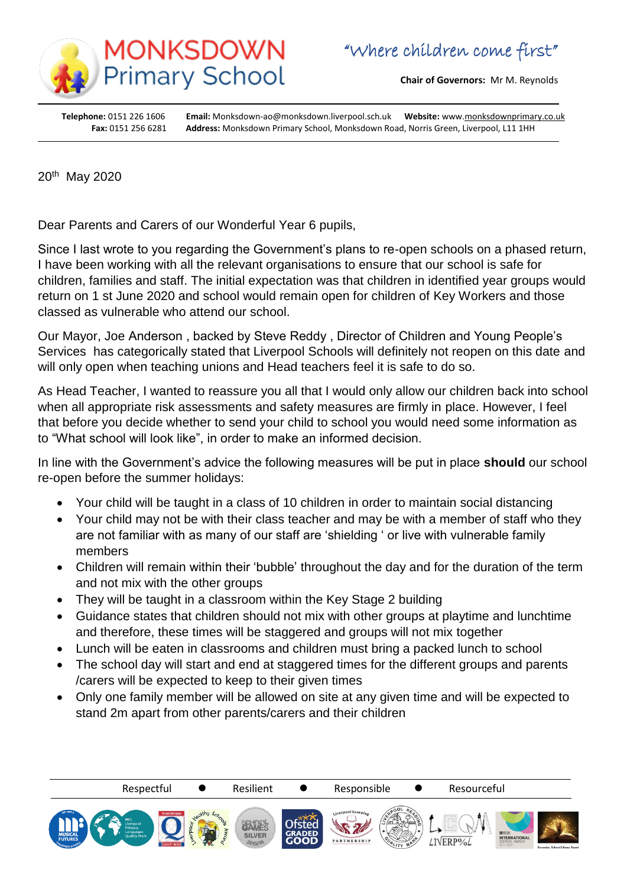# MONKSDOWN Primary School

*"Where children come first"*

**Chair of Governors:** Mr M. Reynolds

**Telephone:** 0151 226 1606 **Email:** Monksdown-ao@monksdown.liverpool.sch.uk **Website:** www.monksdownprimary.co.uk
**Fax:** 0151 256 6281 **Address:** Monksdown Primary School, Monksdown Road, Norris Green, Liverpool, L11 1HH

20th May 2020

Dear Parents and Carers of our Wonderful Year 6 pupils,

Since I last wrote to you regarding the Government's plans to re-open schools on a phased return, I have been working with all the relevant organisations to ensure that our school is safe for children, families and staff. The initial expectation was that children in identified year groups would return on 1 st June 2020 and school would remain open for children of Key Workers and those classed as vulnerable who attend our school.

Our Mayor, Joe Anderson , backed by Steve Reddy , Director of Children and Young People's Services has categorically stated that Liverpool Schools will definitely not reopen on this date and will only open when teaching unions and Head teachers feel it is safe to do so.

As Head Teacher, I wanted to reassure you all that I would only allow our children back into school when all appropriate risk assessments and safety measures are firmly in place. However, I feel that before you decide whether to send your child to school you would need some information as to "What school will look like", in order to make an informed decision.

In line with the Government's advice the following measures will be put in place **should** our school re-open before the summer holidays:

- Your child will be taught in a class of 10 children in order to maintain social distancing
- Your child may not be with their class teacher and may be with a member of staff who they are not familiar with as many of our staff are 'shielding ' or live with vulnerable family members
- Children will remain within their 'bubble' throughout the day and for the duration of the term and not mix with the other groups
- They will be taught in a classroom within the Key Stage 2 building
- Guidance states that children should not mix with other groups at playtime and lunchtime and therefore, these times will be staggered and groups will not mix together
- Lunch will be eaten in classrooms and children must bring a packed lunch to school
- The school day will start and end at staggered times for the different groups and parents /carers will be expected to keep to their given times
- Only one family member will be allowed on site at any given time and will be expected to stand 2m apart from other parents/carers and their children

Respectful • Resilient • Responsible • Resourceful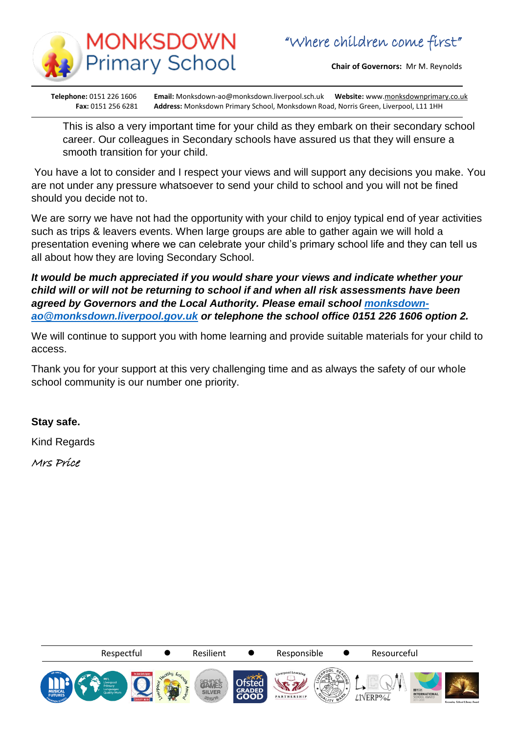This is also a very important time for your child as they embark on their secondary school career. Our colleagues in Secondary schools have assured us that they will ensure a smooth transition for your child.

You have a lot to consider and I respect your views and will support any decisions you make. You are not under any pressure whatsoever to send your child to school and you will not be fined should you decide not to.

We are sorry we have not had the opportunity with your child to enjoy typical end of year activities such as trips & leavers events. When large groups are able to gather again we will hold a presentation evening where we can celebrate your child's primary school life and they can tell us all about how they are loving Secondary School.

***It would be much appreciated if you would share your views and indicate whether your child will or will not be returning to school if and when all risk assessments have been agreed by Governors and the Local Authority. Please email school monksdown-ao@monksdown.liverpool.gov.uk or telephone the school office 0151 226 1606 option 2.***

We will continue to support you with home learning and provide suitable materials for your child to access.

Thank you for your support at this very challenging time and as always the safety of our whole school community is our number one priority.

**Stay safe.**

Kind Regards

*Mrs Price*

Respectful ● Resilient ● Responsible ● Resourceful